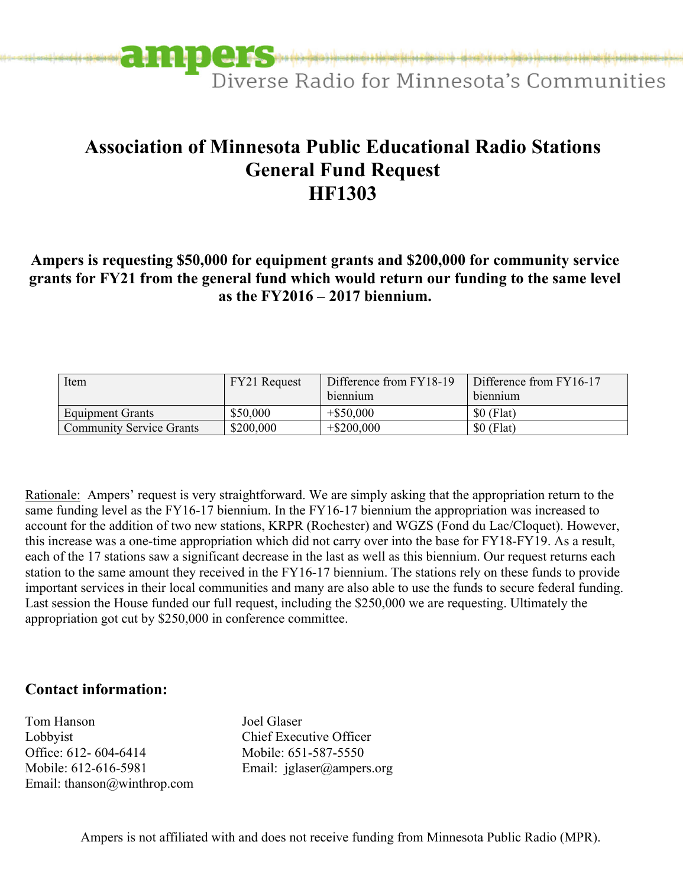ampers
Diverse Radio for Minnesota's Communities

# Association of Minnesota Public Educational Radio Stations General Fund Request HF1303

### Ampers is requesting $50,000 for equipment grants and $200,000 for community service grants for FY21 from the general fund which would return our funding to the same level as the FY2016 – 2017 biennium.

| Item | FY21 Request | Difference from FY18-19 biennium | Difference from FY16-17 biennium |
|---|---|---|---|
| Equipment Grants | $50,000 | +$50,000 | $0 (Flat) |
| Community Service Grants | $200,000 | +$200,000 | $0 (Flat) |

Rationale: Ampers' request is very straightforward. We are simply asking that the appropriation return to the same funding level as the FY16-17 biennium. In the FY16-17 biennium the appropriation was increased to account for the addition of two new stations, KRPR (Rochester) and WGZS (Fond du Lac/Cloquet). However, this increase was a one-time appropriation which did not carry over into the base for FY18-FY19. As a result, each of the 17 stations saw a significant decrease in the last as well as this biennium. Our request returns each station to the same amount they received in the FY16-17 biennium. The stations rely on these funds to provide important services in their local communities and many are also able to use the funds to secure federal funding. Last session the House funded our full request, including the $250,000 we are requesting. Ultimately the appropriation got cut by $250,000 in conference committee.

## Contact information:

Tom Hanson
Lobbyist
Office: 612- 604-6414
Mobile: 612-616-5981
Email: thanson@winthrop.com

Joel Glaser
Chief Executive Officer
Mobile: 651-587-5550
Email: jglaser@ampers.org

Ampers is not affiliated with and does not receive funding from Minnesota Public Radio (MPR).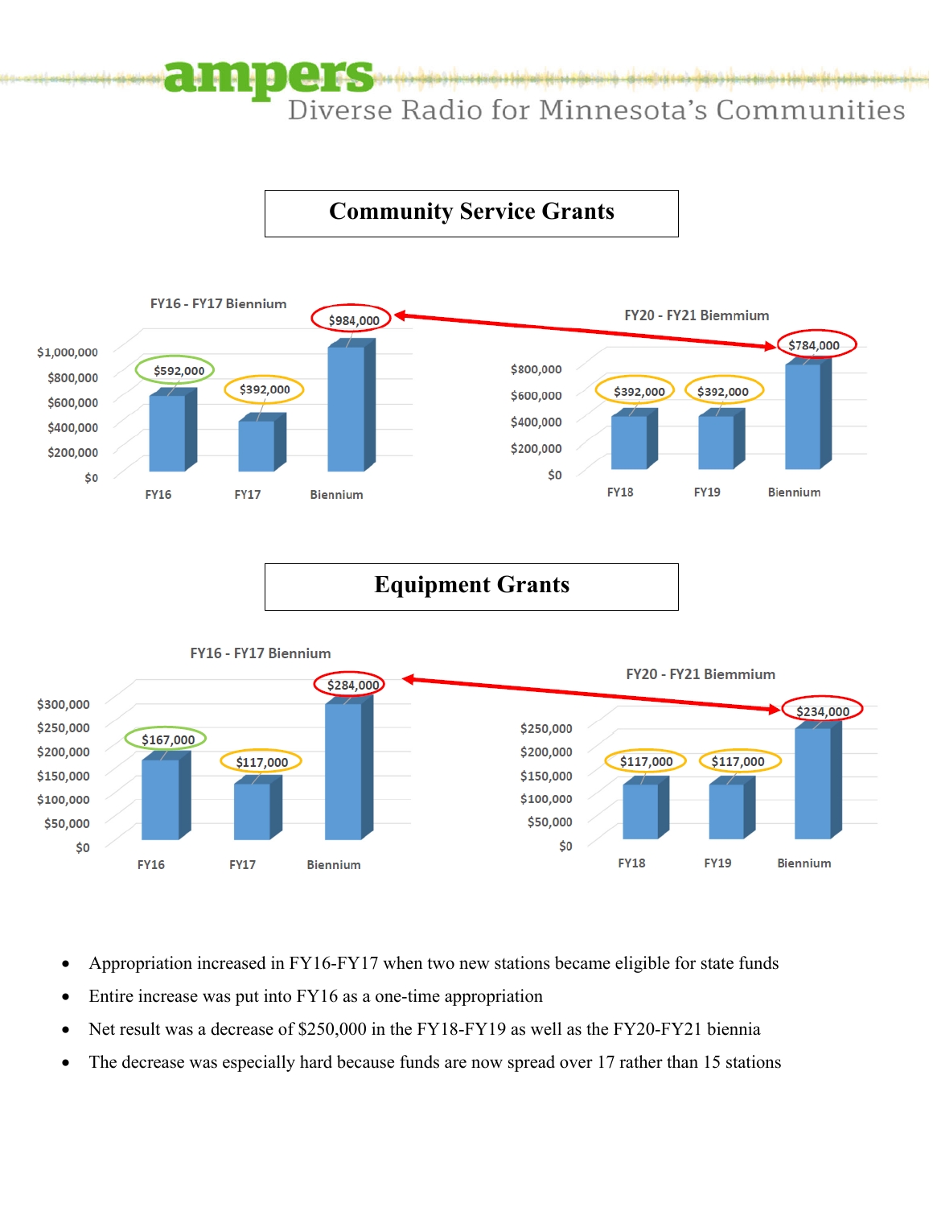ampers
Diverse Radio for Minnesota's Communities

# Community Service Grants

FY16 - FY17 Biennium

$1,000,000
$800,000
$600,000
$400,000
$200,000
$0

$592,000
$392,000
$984,000

FY16
FY17
Biennium

FY20 - FY21 Biemmium

$800,000
$600,000
$400,000
$200,000
$0

$392,000
$392,000
$784,000

FY18
FY19
Biennium

# Equipment Grants

FY16 - FY17 Biennium

$300,000
$250,000
$200,000
$150,000
$100,000
$50,000
$0

$167,000
$117,000
$284,000

FY16
FY17
Biennium

FY20 - FY21 Biemmium

$250,000
$200,000
$150,000
$100,000
$50,000
$0

$117,000
$117,000
$234,000

FY18
FY19
Biennium

- Appropriation increased in FY16-FY17 when two new stations became eligible for state funds
- Entire increase was put into FY16 as a one-time appropriation
- Net result was a decrease of $250,000 in the FY18-FY19 as well as the FY20-FY21 biennia
- The decrease was especially hard because funds are now spread over 17 rather than 15 stations